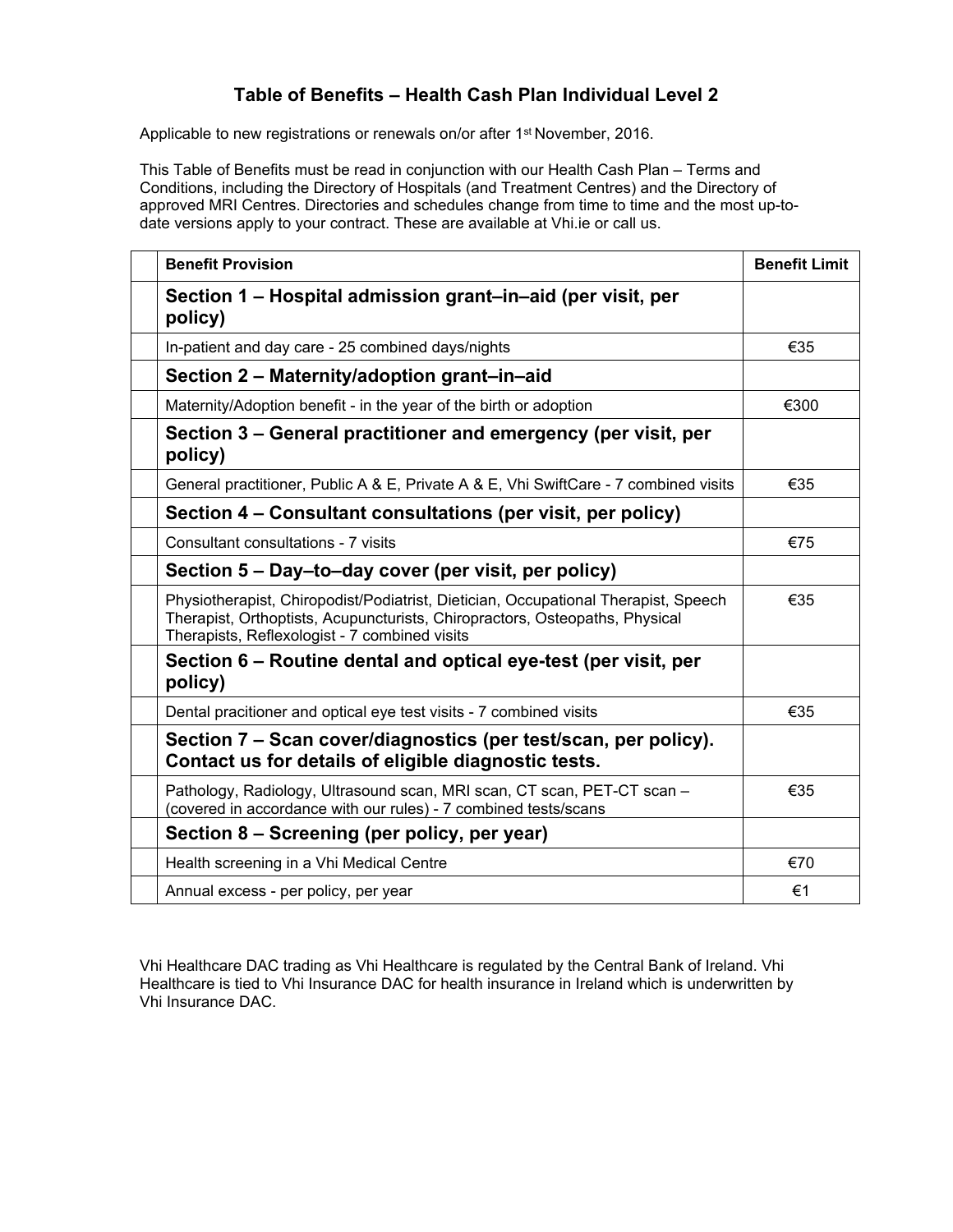# Table of Benefits – Health Cash Plan Individual Level 2

Applicable to new registrations or renewals on/or after 1st November, 2016.

This Table of Benefits must be read in conjunction with our Health Cash Plan – Terms and Conditions, including the Directory of Hospitals (and Treatment Centres) and the Directory of approved MRI Centres. Directories and schedules change from time to time and the most up-to-date versions apply to your contract. These are available at Vhi.ie or call us.

| | Benefit Provision | Benefit Limit |
|---|---|---|
| | **Section 1 – Hospital admission grant–in–aid (per visit, per policy)** | |
| | In-patient and day care - 25 combined days/nights | €35 |
| | **Section 2 – Maternity/adoption grant–in–aid** | |
| | Maternity/Adoption benefit - in the year of the birth or adoption | €300 |
| | **Section 3 – General practitioner and emergency (per visit, per policy)** | |
| | General practitioner, Public A & E, Private A & E, Vhi SwiftCare - 7 combined visits | €35 |
| | **Section 4 – Consultant consultations (per visit, per policy)** | |
| | Consultant consultations - 7 visits | €75 |
| | **Section 5 – Day–to–day cover (per visit, per policy)** | |
| | Physiotherapist, Chiropodist/Podiatrist, Dietician, Occupational Therapist, Speech Therapist, Orthoptists, Acupuncturists, Chiropractors, Osteopaths, Physical Therapists, Reflexologist - 7 combined visits | €35 |
| | **Section 6 – Routine dental and optical eye-test (per visit, per policy)** | |
| | Dental pracitioner and optical eye test visits - 7 combined visits | €35 |
| | **Section 7 – Scan cover/diagnostics (per test/scan, per policy). Contact us for details of eligible diagnostic tests.** | |
| | Pathology, Radiology, Ultrasound scan, MRI scan, CT scan, PET-CT scan – (covered in accordance with our rules) - 7 combined tests/scans | €35 |
| | **Section 8 – Screening (per policy, per year)** | |
| | Health screening in a Vhi Medical Centre | €70 |
| | Annual excess - per policy, per year | €1 |

Vhi Healthcare DAC trading as Vhi Healthcare is regulated by the Central Bank of Ireland. Vhi Healthcare is tied to Vhi Insurance DAC for health insurance in Ireland which is underwritten by Vhi Insurance DAC.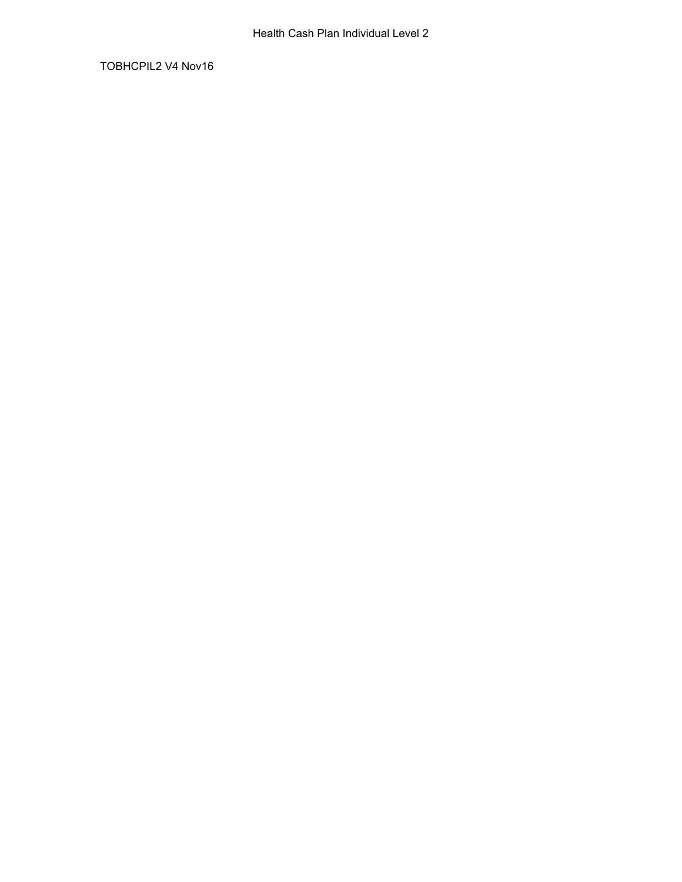TOBHCPIL2 V4 Nov16